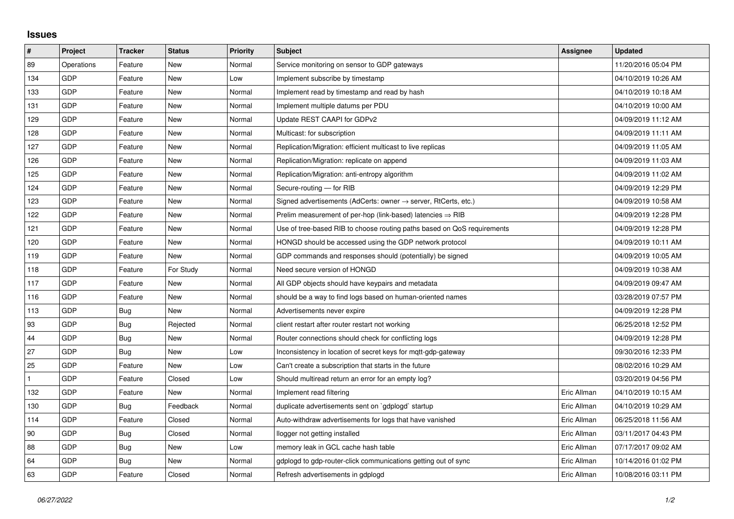## Issues

| # | Project | Tracker | Status | Priority | Subject | Assignee | Updated |
|---|---|---|---|---|---|---|---|
| 89 | Operations | Feature | New | Normal | Service monitoring on sensor to GDP gateways | | 11/20/2016 05:04 PM |
| 134 | GDP | Feature | New | Low | Implement subscribe by timestamp | | 04/10/2019 10:26 AM |
| 133 | GDP | Feature | New | Normal | Implement read by timestamp and read by hash | | 04/10/2019 10:18 AM |
| 131 | GDP | Feature | New | Normal | Implement multiple datums per PDU | | 04/10/2019 10:00 AM |
| 129 | GDP | Feature | New | Normal | Update REST CAAPI for GDPv2 | | 04/09/2019 11:12 AM |
| 128 | GDP | Feature | New | Normal | Multicast: for subscription | | 04/09/2019 11:11 AM |
| 127 | GDP | Feature | New | Normal | Replication/Migration: efficient multicast to live replicas | | 04/09/2019 11:05 AM |
| 126 | GDP | Feature | New | Normal | Replication/Migration: replicate on append | | 04/09/2019 11:03 AM |
| 125 | GDP | Feature | New | Normal | Replication/Migration: anti-entropy algorithm | | 04/09/2019 11:02 AM |
| 124 | GDP | Feature | New | Normal | Secure-routing — for RIB | | 04/09/2019 12:29 PM |
| 123 | GDP | Feature | New | Normal | Signed advertisements (AdCerts: owner → server, RtCerts, etc.) | | 04/09/2019 10:58 AM |
| 122 | GDP | Feature | New | Normal | Prelim measurement of per-hop (link-based) latencies ⇒ RIB | | 04/09/2019 12:28 PM |
| 121 | GDP | Feature | New | Normal | Use of tree-based RIB to choose routing paths based on QoS requirements | | 04/09/2019 12:28 PM |
| 120 | GDP | Feature | New | Normal | HONGD should be accessed using the GDP network protocol | | 04/09/2019 10:11 AM |
| 119 | GDP | Feature | New | Normal | GDP commands and responses should (potentially) be signed | | 04/09/2019 10:05 AM |
| 118 | GDP | Feature | For Study | Normal | Need secure version of HONGD | | 04/09/2019 10:38 AM |
| 117 | GDP | Feature | New | Normal | All GDP objects should have keypairs and metadata | | 04/09/2019 09:47 AM |
| 116 | GDP | Feature | New | Normal | should be a way to find logs based on human-oriented names | | 03/28/2019 07:57 PM |
| 113 | GDP | Bug | New | Normal | Advertisements never expire | | 04/09/2019 12:28 PM |
| 93 | GDP | Bug | Rejected | Normal | client restart after router restart not working | | 06/25/2018 12:52 PM |
| 44 | GDP | Bug | New | Normal | Router connections should check for conflicting logs | | 04/09/2019 12:28 PM |
| 27 | GDP | Bug | New | Low | Inconsistency in location of secret keys for mqtt-gdp-gateway | | 09/30/2016 12:33 PM |
| 25 | GDP | Feature | New | Low | Can't create a subscription that starts in the future | | 08/02/2016 10:29 AM |
| 1 | GDP | Feature | Closed | Low | Should multiread return an error for an empty log? | | 03/20/2019 04:56 PM |
| 132 | GDP | Feature | New | Normal | Implement read filtering | Eric Allman | 04/10/2019 10:15 AM |
| 130 | GDP | Bug | Feedback | Normal | duplicate advertisements sent on `gdplogd` startup | Eric Allman | 04/10/2019 10:29 AM |
| 114 | GDP | Feature | Closed | Normal | Auto-withdraw advertisements for logs that have vanished | Eric Allman | 06/25/2018 11:56 AM |
| 90 | GDP | Bug | Closed | Normal | llogger not getting installed | Eric Allman | 03/11/2017 04:43 PM |
| 88 | GDP | Bug | New | Low | memory leak in GCL cache hash table | Eric Allman | 07/17/2017 09:02 AM |
| 64 | GDP | Bug | New | Normal | gdplogd to gdp-router-click communications getting out of sync | Eric Allman | 10/14/2016 01:02 PM |
| 63 | GDP | Feature | Closed | Normal | Refresh advertisements in gdplogd | Eric Allman | 10/08/2016 03:11 PM |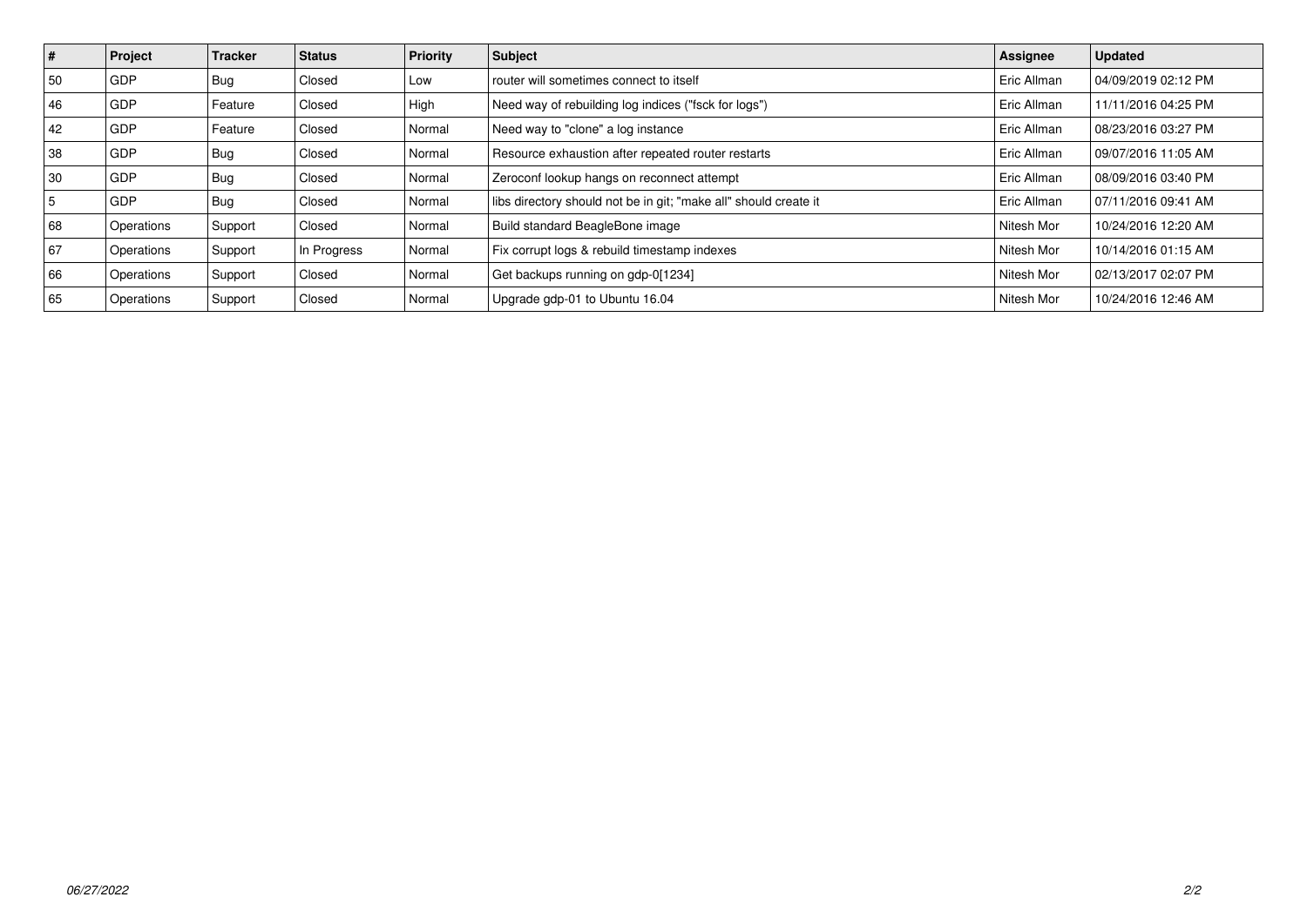| # | Project | Tracker | Status | Priority | Subject | Assignee | Updated |
|---|---|---|---|---|---|---|---|
| 50 | GDP | Bug | Closed | Low | router will sometimes connect to itself | Eric Allman | 04/09/2019 02:12 PM |
| 46 | GDP | Feature | Closed | High | Need way of rebuilding log indices ("fsck for logs") | Eric Allman | 11/11/2016 04:25 PM |
| 42 | GDP | Feature | Closed | Normal | Need way to "clone" a log instance | Eric Allman | 08/23/2016 03:27 PM |
| 38 | GDP | Bug | Closed | Normal | Resource exhaustion after repeated router restarts | Eric Allman | 09/07/2016 11:05 AM |
| 30 | GDP | Bug | Closed | Normal | Zeroconf lookup hangs on reconnect attempt | Eric Allman | 08/09/2016 03:40 PM |
| 5 | GDP | Bug | Closed | Normal | libs directory should not be in git; "make all" should create it | Eric Allman | 07/11/2016 09:41 AM |
| 68 | Operations | Support | Closed | Normal | Build standard BeagleBone image | Nitesh Mor | 10/24/2016 12:20 AM |
| 67 | Operations | Support | In Progress | Normal | Fix corrupt logs & rebuild timestamp indexes | Nitesh Mor | 10/14/2016 01:15 AM |
| 66 | Operations | Support | Closed | Normal | Get backups running on gdp-0[1234] | Nitesh Mor | 02/13/2017 02:07 PM |
| 65 | Operations | Support | Closed | Normal | Upgrade gdp-01 to Ubuntu 16.04 | Nitesh Mor | 10/24/2016 12:46 AM |